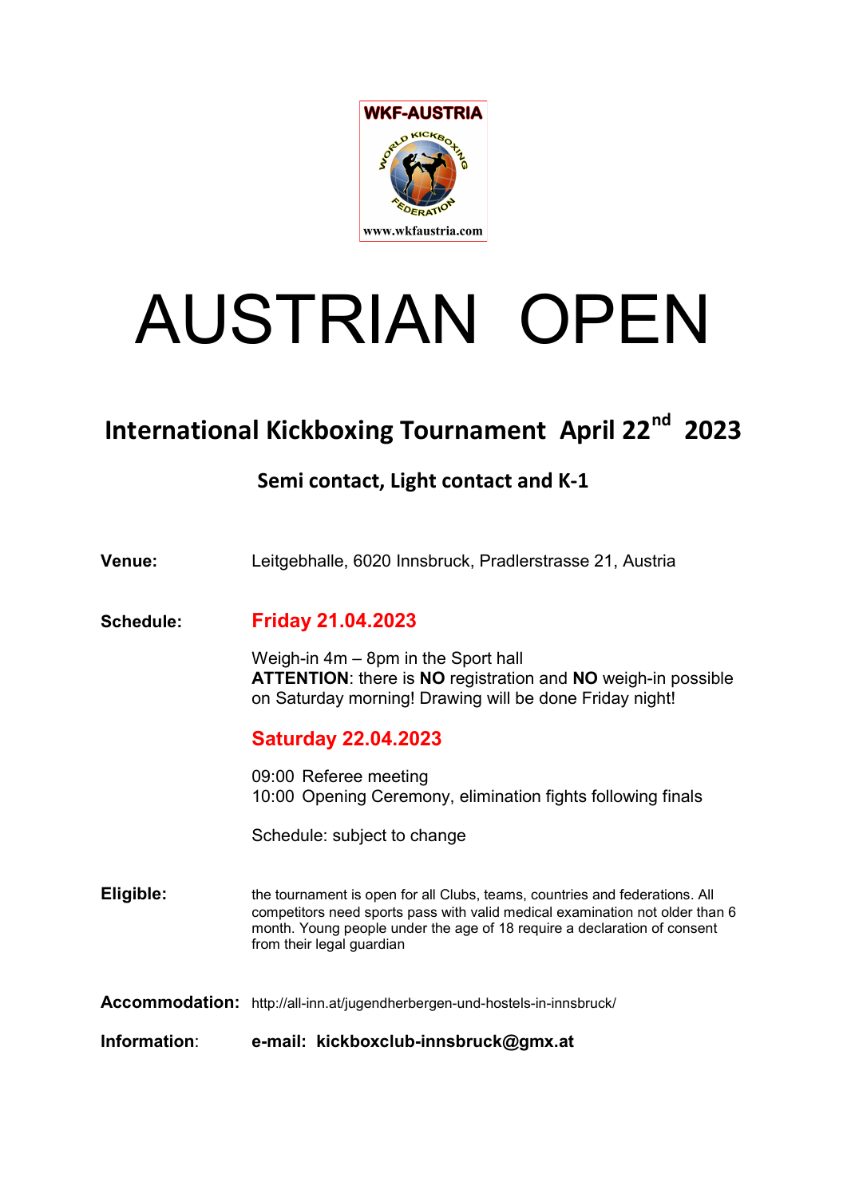WKF-AUSTRIA

WORLD KICKBOXING FEDERATION

www.wkfaustria.com

# AUSTRIAN OPEN

## International Kickboxing Tournament April 22nd 2023

### Semi contact, Light contact and K-1

**Venue:** Leitgebhalle, 6020 Innsbruck, Pradlerstrasse 21, Austria

**Schedule:**

**Friday 21.04.2023**

Weigh-in 4m – 8pm in the Sport hall
**ATTENTION**: there is **NO** registration and **NO** weigh-in possible on Saturday morning! Drawing will be done Friday night!

**Saturday 22.04.2023**

09:00 Referee meeting
10:00 Opening Ceremony, elimination fights following finals

Schedule: subject to change

**Eligible:** the tournament is open for all Clubs, teams, countries and federations. All competitors need sports pass with valid medical examination not older than 6 month. Young people under the age of 18 require a declaration of consent from their legal guardian

**Accommodation:** http://all-inn.at/jugendherbergen-und-hostels-in-innsbruck/

**Information**: **e-mail: kickboxclub-innsbruck@gmx.at**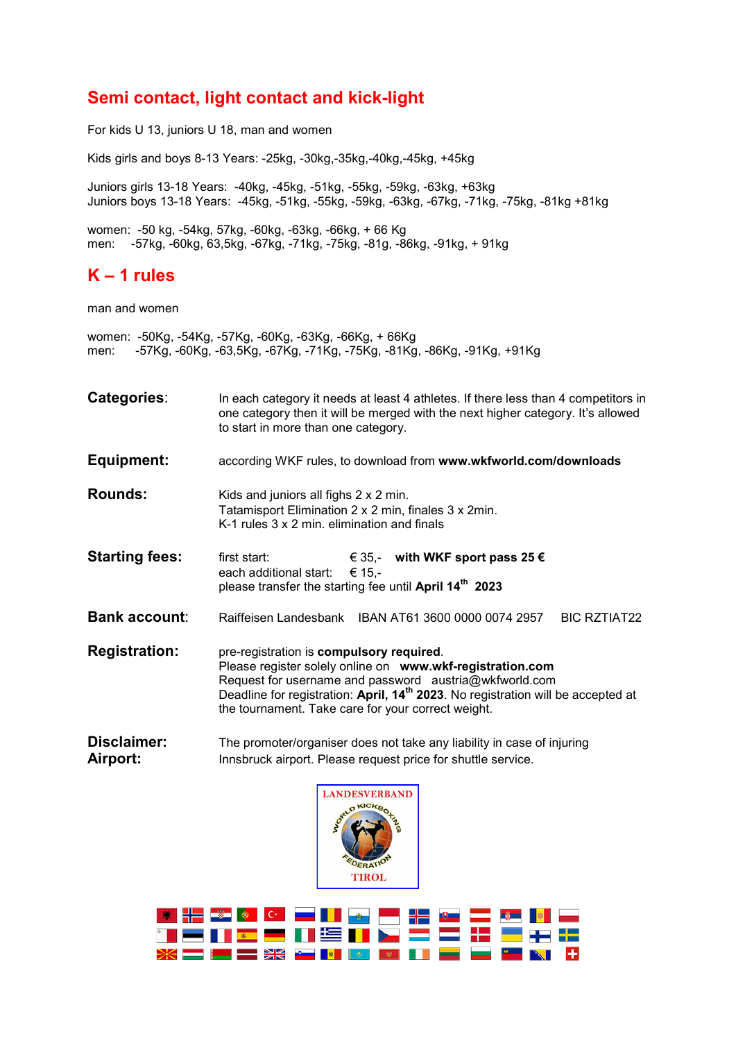## Semi contact, light contact and kick-light

For kids U 13, juniors U 18, man and women

Kids girls and boys 8-13 Years: -25kg, -30kg,-35kg,-40kg,-45kg, +45kg

Juniors girls 13-18 Years: -40kg, -45kg, -51kg, -55kg, -59kg, -63kg, +63kg
Juniors boys 13-18 Years: -45kg, -51kg, -55kg, -59kg, -63kg, -67kg, -71kg, -75kg, -81kg +81kg

women: -50 kg, -54kg, 57kg, -60kg, -63kg, -66kg, + 66 Kg
men: -57kg, -60kg, 63,5kg, -67kg, -71kg, -75kg, -81g, -86kg, -91kg, + 91kg

## K – 1 rules

man and women

women: -50Kg, -54Kg, -57Kg, -60Kg, -63Kg, -66Kg, + 66Kg
men: -57Kg, -60Kg, -63,5Kg, -67Kg, -71Kg, -75Kg, -81Kg, -86Kg, -91Kg, +91Kg

**Categories:** In each category it needs at least 4 athletes. If there less than 4 competitors in one category then it will be merged with the next higher category. It's allowed to start in more than one category.

**Equipment:** according WKF rules, to download from **www.wkfworld.com/downloads**

**Rounds:** Kids and juniors all fighs 2 x 2 min.
Tatamisport Elimination 2 x 2 min, finales 3 x 2min.
K-1 rules 3 x 2 min. elimination and finals

**Starting fees:** first start: € 35,- **with WKF sport pass 25 €**
each additional start: € 15,-
please transfer the starting fee until **April 14th 2023**

**Bank account:** Raiffeisen Landesbank IBAN AT61 3600 0000 0074 2957 BIC RZTIAT22

**Registration:** pre-registration is **compulsory required**.
Please register solely online on **www.wkf-registration.com**
Request for username and password austria@wkfworld.com
Deadline for registration: **April, 14th 2023**. No registration will be accepted at the tournament. Take care for your correct weight.

**Disclaimer:** The promoter/organiser does not take any liability in case of injuring
**Airport:** Innsbruck airport. Please request price for shuttle service.

LANDESVERBAND
WORLD KICKBOXING FEDERATION
TIROL